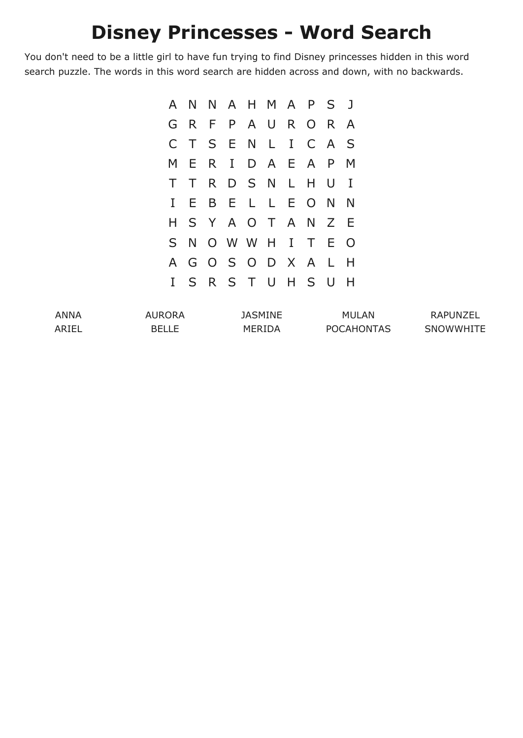# Disney Princesses - Word Search

You don't need to be a little girl to have fun trying to find Disney princesses hidden in this word search puzzle. The words in this word search are hidden across and down, with no backwards.

```
A N N A H M A P S J
G R F P A U R O R A
C T S E N L I C A S
M E R I D A E A P M
T T R D S N L H U I
I E B E L L E O N N
H S Y A O T A N Z E
S N O W W H I T E O
A G O S O D X A L H
I S R S T U H S U H
```

| | | | | |
|---|---|---|---|---|
| ANNA | AURORA | JASMINE | MULAN | RAPUNZEL |
| ARIEL | BELLE | MERIDA | POCAHONTAS | SNOWWHITE |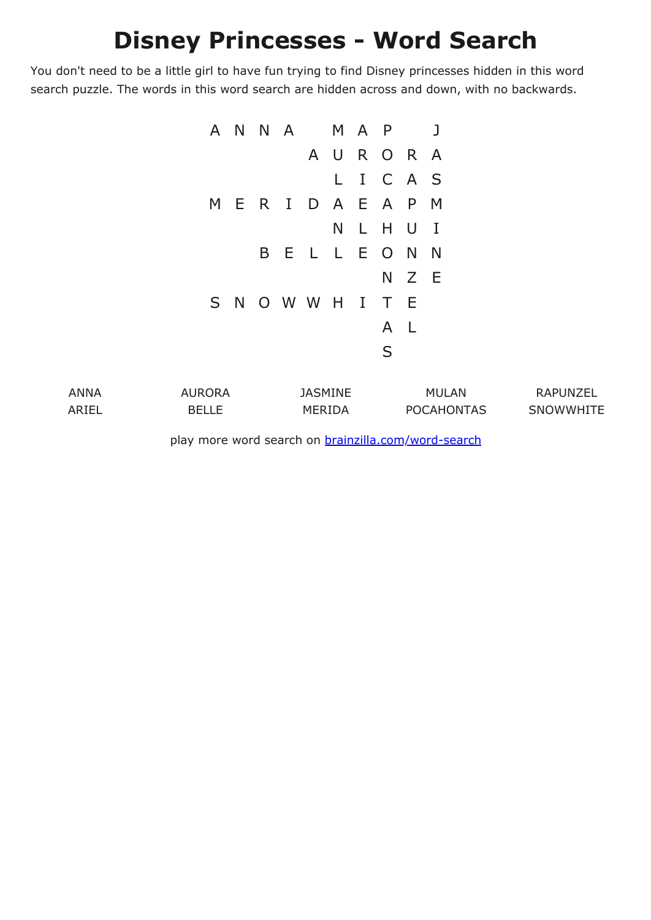# Disney Princesses - Word Search

You don't need to be a little girl to have fun trying to find Disney princesses hidden in this word search puzzle. The words in this word search are hidden across and down, with no backwards.

| | | | | | | | | | |
|---|---|---|---|---|---|---|---|---|---|
| A | N | N | A | | M | A | P | | J |
| | | | | A | U | R | O | R | A |
| | | | | | L | I | C | A | S |
| M | E | R | I | D | A | E | A | P | M |
| | | | | | N | L | H | U | I |
| | | B | E | L | L | E | O | N | N |
| | | | | | | | N | Z | E |
| S | N | O | W | W | H | I | T | E | |
| | | | | | | | A | L | |
| | | | | | | | S | | |

| | | | | |
|---|---|---|---|---|
| ANNA | AURORA | JASMINE | MULAN | RAPUNZEL |
| ARIEL | BELLE | MERIDA | POCAHONTAS | SNOWWHITE |

play more word search on [brainzilla.com/word-search](brainzilla.com/word-search)